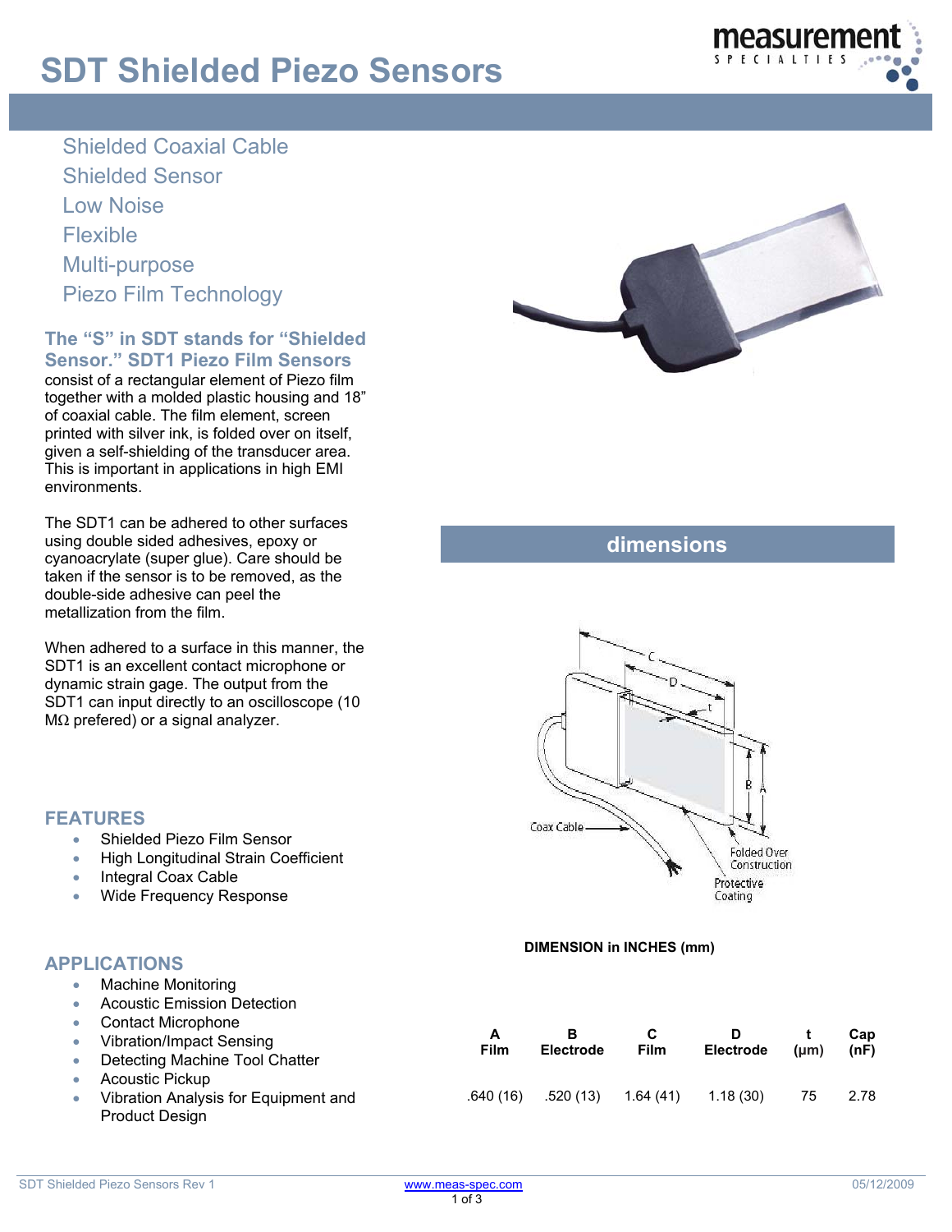# SDT Shielded Piezo Sensors

Shielded Coaxial Cable
Shielded Sensor
Low Noise
Flexible
Multi-purpose
Piezo Film Technology

**The "S" in SDT stands for "Shielded Sensor." SDT1 Piezo Film Sensors** consist of a rectangular element of Piezo film together with a molded plastic housing and 18" of coaxial cable. The film element, screen printed with silver ink, is folded over on itself, given a self-shielding of the transducer area. This is important in applications in high EMI environments.

The SDT1 can be adhered to other surfaces using double sided adhesives, epoxy or cyanoacrylate (super glue). Care should be taken if the sensor is to be removed, as the double-side adhesive can peel the metallization from the film.

When adhered to a surface in this manner, the SDT1 is an excellent contact microphone or dynamic strain gage. The output from the SDT1 can input directly to an oscilloscope (10 MΩ prefered) or a signal analyzer.

## FEATURES

- Shielded Piezo Film Sensor
- High Longitudinal Strain Coefficient
- Integral Coax Cable
- Wide Frequency Response

## APPLICATIONS

- Machine Monitoring
- Acoustic Emission Detection
- Contact Microphone
- Vibration/Impact Sensing
- Detecting Machine Tool Chatter
- Acoustic Pickup
- Vibration Analysis for Equipment and Product Design

## dimensions

Coax Cable
Folded Over Construction
Protective Coating

**DIMENSION in INCHES (mm)**

| A Film | B Electrode | C Film | D Electrode | t (μm) | Cap (nF) |
|---|---|---|---|---|---|
| .640 (16) | .520 (13) | 1.64 (41) | 1.18 (30) | 75 | 2.78 |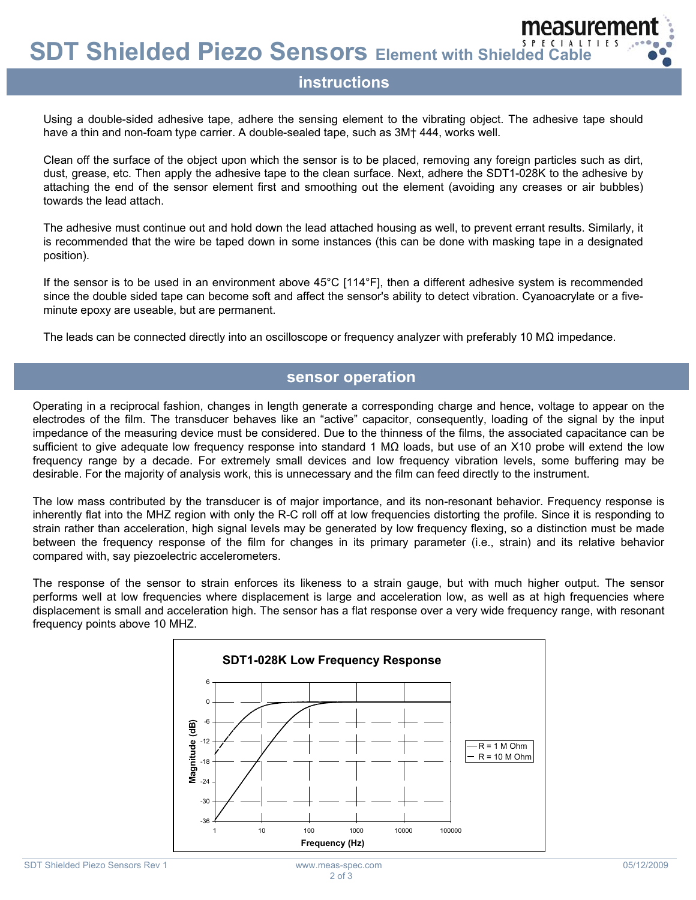## instructions

Using a double-sided adhesive tape, adhere the sensing element to the vibrating object. The adhesive tape should have a thin and non-foam type carrier. A double-sealed tape, such as 3M† 444, works well.

Clean off the surface of the object upon which the sensor is to be placed, removing any foreign particles such as dirt, dust, grease, etc. Then apply the adhesive tape to the clean surface. Next, adhere the SDT1-028K to the adhesive by attaching the end of the sensor element first and smoothing out the element (avoiding any creases or air bubbles) towards the lead attach.

The adhesive must continue out and hold down the lead attached housing as well, to prevent errant results. Similarly, it is recommended that the wire be taped down in some instances (this can be done with masking tape in a designated position).

If the sensor is to be used in an environment above 45°C [114°F], then a different adhesive system is recommended since the double sided tape can become soft and affect the sensor's ability to detect vibration. Cyanoacrylate or a five-minute epoxy are useable, but are permanent.

The leads can be connected directly into an oscilloscope or frequency analyzer with preferably 10 MΩ impedance.

## sensor operation

Operating in a reciprocal fashion, changes in length generate a corresponding charge and hence, voltage to appear on the electrodes of the film. The transducer behaves like an "active" capacitor, consequently, loading of the signal by the input impedance of the measuring device must be considered. Due to the thinness of the films, the associated capacitance can be sufficient to give adequate low frequency response into standard 1 MΩ loads, but use of an X10 probe will extend the low frequency range by a decade. For extremely small devices and low frequency vibration levels, some buffering may be desirable. For the majority of analysis work, this is unnecessary and the film can feed directly to the instrument.

The low mass contributed by the transducer is of major importance, and its non-resonant behavior. Frequency response is inherently flat into the MHZ region with only the R-C roll off at low frequencies distorting the profile. Since it is responding to strain rather than acceleration, high signal levels may be generated by low frequency flexing, so a distinction must be made between the frequency response of the film for changes in its primary parameter (i.e., strain) and its relative behavior compared with, say piezoelectric accelerometers.

The response of the sensor to strain enforces its likeness to a strain gauge, but with much higher output. The sensor performs well at low frequencies where displacement is large and acceleration low, as well as at high frequencies where displacement is small and acceleration high. The sensor has a flat response over a very wide frequency range, with resonant frequency points above 10 MHZ.

**SDT1-028K Low Frequency Response**

(Chart: Magnitude (dB) vs. Frequency (Hz), 1 to 100000 Hz; curves for R = 1 M Ohm and R = 10 M Ohm)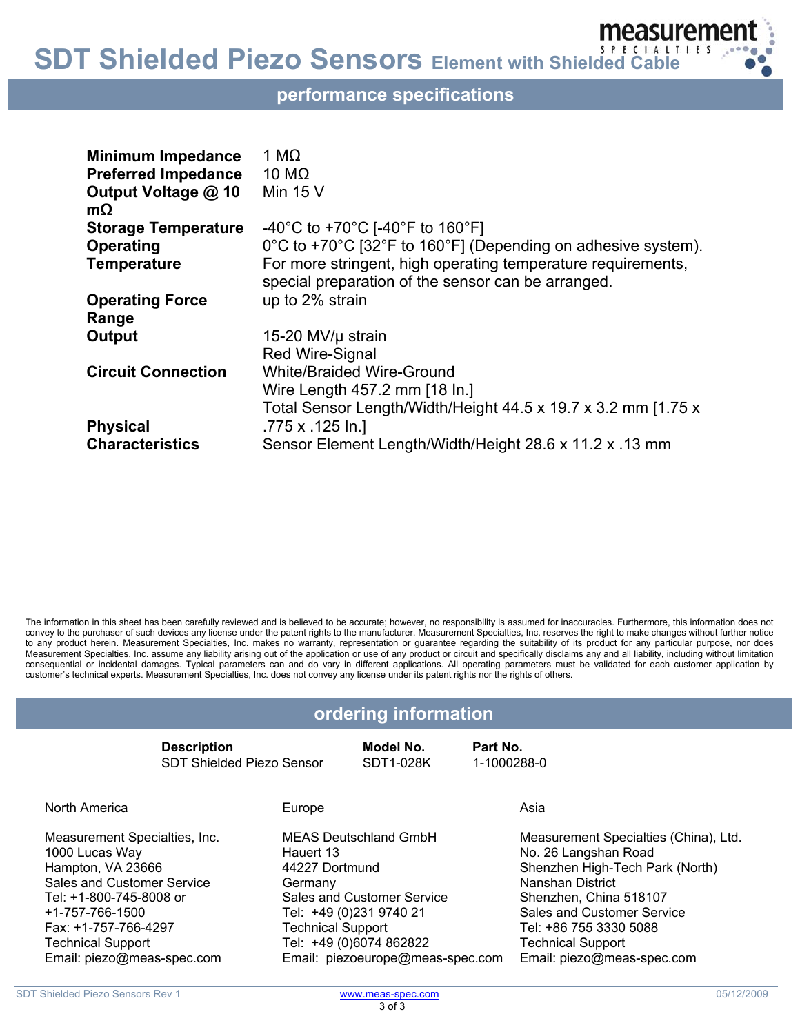# SDT Shielded Piezo Sensors Element with Shielded Cable

## performance specifications

| | |
|---|---|
| **Minimum Impedance** | 1 MΩ |
| **Preferred Impedance** | 10 MΩ |
| **Output Voltage @ 10 mΩ** | Min 15 V |
| **Storage Temperature** | -40°C to +70°C [-40°F to 160°F] |
| **Operating Temperature** | 0°C to +70°C [32°F to 160°F] (Depending on adhesive system). For more stringent, high operating temperature requirements, special preparation of the sensor can be arranged. |
| **Operating Force Range** | up to 2% strain |
| **Output** | 15-20 MV/µ strain |
| **Circuit Connection** | Red Wire-Signal<br>White/Braided Wire-Ground |
| **Physical Characteristics** | Wire Length 457.2 mm [18 In.]<br>Total Sensor Length/Width/Height 44.5 x 19.7 x 3.2 mm [1.75 x .775 x .125 In.]<br>Sensor Element Length/Width/Height 28.6 x 11.2 x .13 mm |

The information in this sheet has been carefully reviewed and is believed to be accurate; however, no responsibility is assumed for inaccuracies. Furthermore, this information does not convey to the purchaser of such devices any license under the patent rights to the manufacturer. Measurement Specialties, Inc. reserves the right to make changes without further notice to any product herein. Measurement Specialties, Inc. makes no warranty, representation or guarantee regarding the suitability of its product for any particular purpose, nor does Measurement Specialties, Inc. assume any liability arising out of the application or use of any product or circuit and specifically disclaims any and all liability, including without limitation consequential or incidental damages. Typical parameters can and do vary in different applications. All operating parameters must be validated for each customer application by customer's technical experts. Measurement Specialties, Inc. does not convey any license under its patent rights nor the rights of others.

## ordering information

| Description | Model No. | Part No. |
|---|---|---|
| SDT Shielded Piezo Sensor | SDT1-028K | 1-1000288-0 |

**North America**

Measurement Specialties, Inc.
1000 Lucas Way
Hampton, VA 23666
Sales and Customer Service
Tel: +1-800-745-8008 or
+1-757-766-1500
Fax: +1-757-766-4297
Technical Support
Email: piezo@meas-spec.com

**Europe**

MEAS Deutschland GmbH
Hauert 13
44227 Dortmund
Germany
Sales and Customer Service
Tel: +49 (0)231 9740 21
Technical Support
Tel: +49 (0)6074 862822
Email: piezoeurope@meas-spec.com

**Asia**

Measurement Specialties (China), Ltd.
No. 26 Langshan Road
Shenzhen High-Tech Park (North)
Nanshan District
Shenzhen, China 518107
Sales and Customer Service
Tel: +86 755 3330 5088
Technical Support
Email: piezo@meas-spec.com